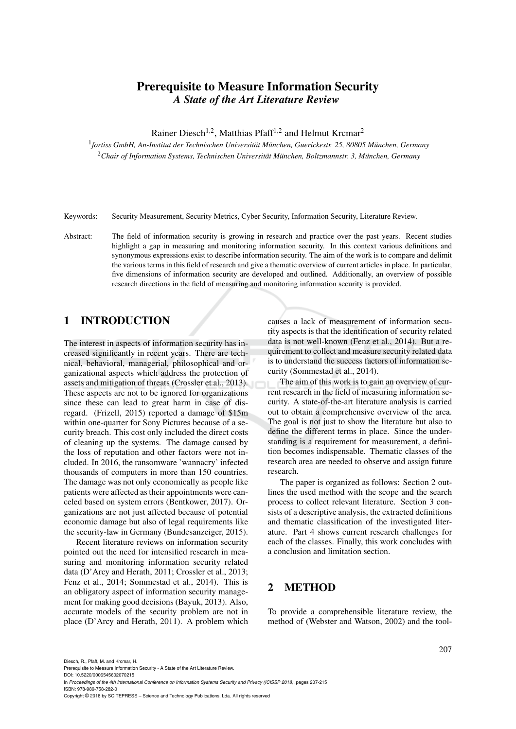# Prerequisite to Measure Information Security

*A State of the Art Literature Review*

Rainer Diesch[1,2], Matthias Pfaff[1,2] and Helmut Krcmar[2]

[1] *fortiss GmbH, An-Institut der Technischen Universität München, Guerickestr. 25, 80805 München, Germany*
[2] *Chair of Information Systems, Technischen Universität München, Boltzmannstr. 3, München, Germany*

Keywords: Security Measurement, Security Metrics, Cyber Security, Information Security, Literature Review.

Abstract: The field of information security is growing in research and practice over the past years. Recent studies highlight a gap in measuring and monitoring information security. In this context various definitions and synonymous expressions exist to describe information security. The aim of the work is to compare and delimit the various terms in this field of research and give a thematic overview of current articles in place. In particular, five dimensions of information security are developed and outlined. Additionally, an overview of possible research directions in the field of measuring and monitoring information security is provided.

## 1 INTRODUCTION

The interest in aspects of information security has increased significantly in recent years. There are technical, behavioral, managerial, philosophical and organizational aspects which address the protection of assets and mitigation of threats (Crossler et al., 2013). These aspects are not to be ignored for organizations since these can lead to great harm in case of disregard. (Frizell, 2015) reported a damage of \$15m within one-quarter for Sony Pictures because of a security breach. This cost only included the direct costs of cleaning up the systems. The damage caused by the loss of reputation and other factors were not included. In 2016, the ransomware 'wannacry' infected thousands of computers in more than 150 countries. The damage was not only economically as people like patients were affected as their appointments were canceled based on system errors (Bentkower, 2017). Organizations are not just affected because of potential economic damage but also of legal requirements like the security-law in Germany (Bundesanzeiger, 2015).

Recent literature reviews on information security pointed out the need for intensified research in measuring and monitoring information security related data (D'Arcy and Herath, 2011; Crossler et al., 2013; Fenz et al., 2014; Sommestad et al., 2014). This is an obligatory aspect of information security management for making good decisions (Bayuk, 2013). Also, accurate models of the security problem are not in place (D'Arcy and Herath, 2011). A problem which causes a lack of measurement of information security aspects is that the identification of security related data is not well-known (Fenz et al., 2014). But a requirement to collect and measure security related data is to understand the success factors of information security (Sommestad et al., 2014).

The aim of this work is to gain an overview of current research in the field of measuring information security. A state-of-the-art literature analysis is carried out to obtain a comprehensive overview of the area. The goal is not just to show the literature but also to define the different terms in place. Since the understanding is a requirement for measurement, a definition becomes indispensable. Thematic classes of the research area are needed to observe and assign future research.

The paper is organized as follows: Section 2 outlines the used method with the scope and the search process to collect relevant literature. Section 3 consists of a descriptive analysis, the extracted definitions and thematic classification of the investigated literature. Part 4 shows current research challenges for each of the classes. Finally, this work concludes with a conclusion and limitation section.

## 2 METHOD

To provide a comprehensible literature review, the method of (Webster and Watson, 2002) and the tool-

Diesch, R., Pfaff, M. and Krcmar, H.
Prerequisite to Measure Information Security - A State of the Art Literature Review.
DOI: 10.5220/0006545602070215
In *Proceedings of the 4th International Conference on Information Systems Security and Privacy (ICISSP 2018)*, pages 207-215
ISBN: 978-989-758-282-0
Copyright © 2018 by SCITEPRESS – Science and Technology Publications, Lda. All rights reserved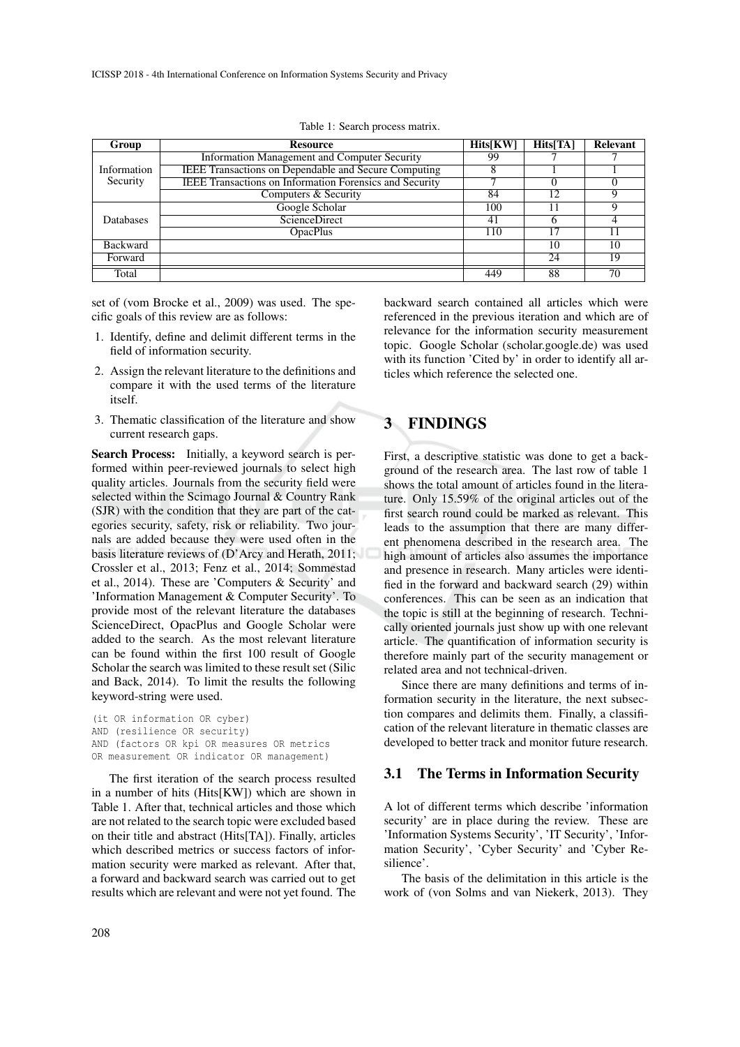Table 1: Search process matrix.

| Group | Resource | Hits[KW] | Hits[TA] | Relevant |
|---|---|---|---|---|
| Information Security | Information Management and Computer Security | 99 | 7 | 7 |
| | IEEE Transactions on Dependable and Secure Computing | 8 | 1 | 1 |
| | IEEE Transactions on Information Forensics and Security | 7 | 0 | 0 |
| | Computers & Security | 84 | 12 | 9 |
| Databases | Google Scholar | 100 | 11 | 9 |
| | ScienceDirect | 41 | 6 | 4 |
| | OpacPlus | 110 | 17 | 11 |
| Backward | | | 10 | 10 |
| Forward | | | 24 | 19 |
| Total | | 449 | 88 | 70 |

set of (vom Brocke et al., 2009) was used. The specific goals of this review are as follows:

1. Identify, define and delimit different terms in the field of information security.
2. Assign the relevant literature to the definitions and compare it with the used terms of the literature itself.
3. Thematic classification of the literature and show current research gaps.

**Search Process:** Initially, a keyword search is performed within peer-reviewed journals to select high quality articles. Journals from the security field were selected within the Scimago Journal & Country Rank (SJR) with the condition that they are part of the categories security, safety, risk or reliability. Two journals are added because they were used often in the basis literature reviews of (D'Arcy and Herath, 2011; Crossler et al., 2013; Fenz et al., 2014; Sommestad et al., 2014). These are 'Computers & Security' and 'Information Management & Computer Security'. To provide most of the relevant literature the databases ScienceDirect, OpacPlus and Google Scholar were added to the search. As the most relevant literature can be found within the first 100 result of Google Scholar the search was limited to these result set (Silic and Back, 2014). To limit the results the following keyword-string were used.

```
(it OR information OR cyber)
AND (resilience OR security)
AND (factors OR kpi OR measures OR metrics
OR measurement OR indicator OR management)
```

The first iteration of the search process resulted in a number of hits (Hits[KW]) which are shown in Table 1. After that, technical articles and those which are not related to the search topic were excluded based on their title and abstract (Hits[TA]). Finally, articles which described metrics or success factors of information security were marked as relevant. After that, a forward and backward search was carried out to get results which are relevant and were not yet found. The backward search contained all articles which were referenced in the previous iteration and which are of relevance for the information security measurement topic. Google Scholar (scholar.google.de) was used with its function 'Cited by' in order to identify all articles which reference the selected one.

## 3 FINDINGS

First, a descriptive statistic was done to get a background of the research area. The last row of table 1 shows the total amount of articles found in the literature. Only 15.59% of the original articles out of the first search round could be marked as relevant. This leads to the assumption that there are many different phenomena described in the research area. The high amount of articles also assumes the importance and presence in research. Many articles were identified in the forward and backward search (29) within conferences. This can be seen as an indication that the topic is still at the beginning of research. Technically oriented journals just show up with one relevant article. The quantification of information security is therefore mainly part of the security management or related area and not technical-driven.

Since there are many definitions and terms of information security in the literature, the next subsection compares and delimits them. Finally, a classification of the relevant literature in thematic classes are developed to better track and monitor future research.

### 3.1 The Terms in Information Security

A lot of different terms which describe 'information security' are in place during the review. These are 'Information Systems Security', 'IT Security', 'Information Security', 'Cyber Security' and 'Cyber Resilience'.

The basis of the delimitation in this article is the work of (von Solms and van Niekerk, 2013). They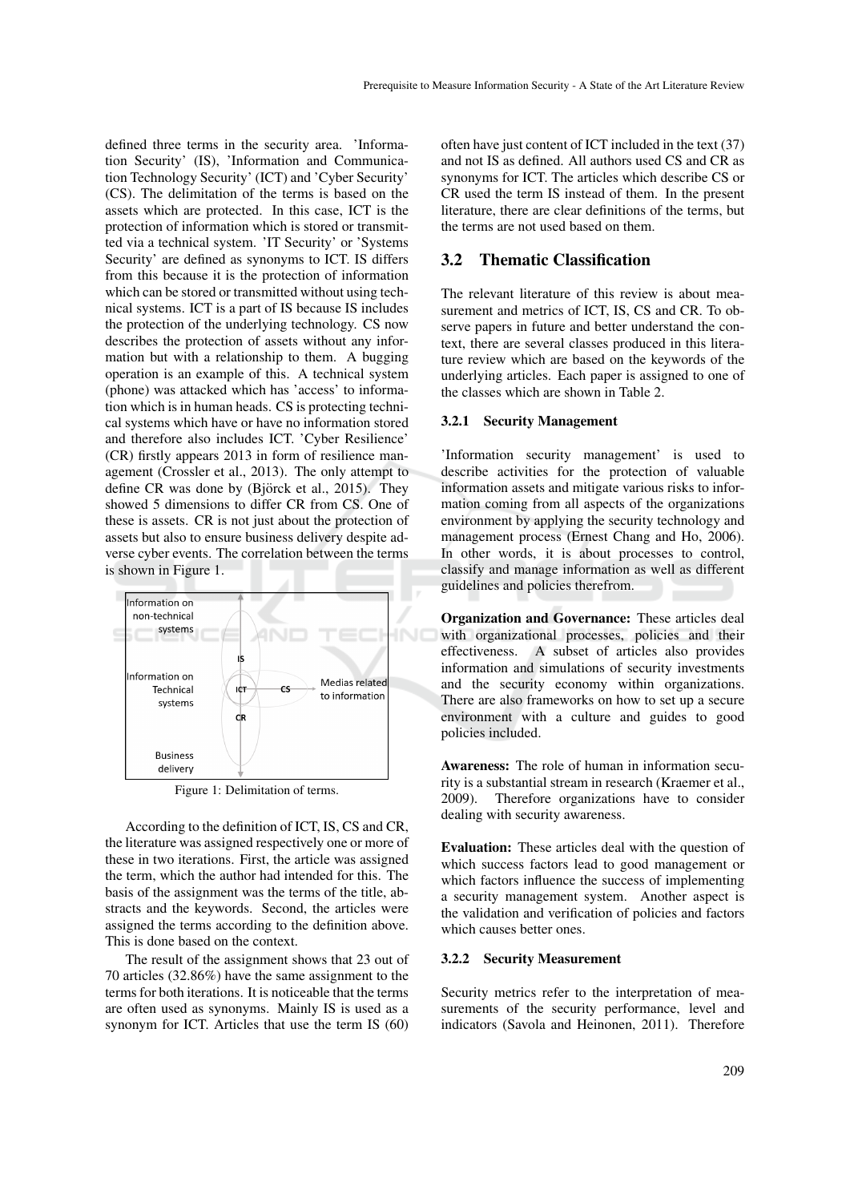defined three terms in the security area. 'Information Security' (IS), 'Information and Communication Technology Security' (ICT) and 'Cyber Security' (CS). The delimitation of the terms is based on the assets which are protected. In this case, ICT is the protection of information which is stored or transmitted via a technical system. 'IT Security' or 'Systems Security' are defined as synonyms to ICT. IS differs from this because it is the protection of information which can be stored or transmitted without using technical systems. ICT is a part of IS because IS includes the protection of the underlying technology. CS now describes the protection of assets without any information but with a relationship to them. A bugging operation is an example of this. A technical system (phone) was attacked which has 'access' to information which is in human heads. CS is protecting technical systems which have or have no information stored and therefore also includes ICT. 'Cyber Resilience' (CR) firstly appears 2013 in form of resilience management (Crossler et al., 2013). The only attempt to define CR was done by (Björck et al., 2015). They showed 5 dimensions to differ CR from CS. One of these is assets. CR is not just about the protection of assets but also to ensure business delivery despite adverse cyber events. The correlation between the terms is shown in Figure 1.

Information on non-technical systems

Information on Technical systems

Business delivery

IS

ICT

CS

CR

Medias related to information

Figure 1: Delimitation of terms.

According to the definition of ICT, IS, CS and CR, the literature was assigned respectively one or more of these in two iterations. First, the article was assigned the term, which the author had intended for this. The basis of the assignment was the terms of the title, abstracts and the keywords. Second, the articles were assigned the terms according to the definition above. This is done based on the context.

The result of the assignment shows that 23 out of 70 articles (32.86%) have the same assignment to the terms for both iterations. It is noticeable that the terms are often used as synonyms. Mainly IS is used as a synonym for ICT. Articles that use the term IS (60) often have just content of ICT included in the text (37) and not IS as defined. All authors used CS and CR as synonyms for ICT. The articles which describe CS or CR used the term IS instead of them. In the present literature, there are clear definitions of the terms, but the terms are not used based on them.

## 3.2 Thematic Classification

The relevant literature of this review is about measurement and metrics of ICT, IS, CS and CR. To observe papers in future and better understand the context, there are several classes produced in this literature review which are based on the keywords of the underlying articles. Each paper is assigned to one of the classes which are shown in Table 2.

### 3.2.1 Security Management

'Information security management' is used to describe activities for the protection of valuable information assets and mitigate various risks to information coming from all aspects of the organizations environment by applying the security technology and management process (Ernest Chang and Ho, 2006). In other words, it is about processes to control, classify and manage information as well as different guidelines and policies therefrom.

**Organization and Governance:** These articles deal with organizational processes, policies and their effectiveness. A subset of articles also provides information and simulations of security investments and the security economy within organizations. There are also frameworks on how to set up a secure environment with a culture and guides to good policies included.

**Awareness:** The role of human in information security is a substantial stream in research (Kraemer et al., 2009). Therefore organizations have to consider dealing with security awareness.

**Evaluation:** These articles deal with the question of which success factors lead to good management or which factors influence the success of implementing a security management system. Another aspect is the validation and verification of policies and factors which causes better ones.

### 3.2.2 Security Measurement

Security metrics refer to the interpretation of measurements of the security performance, level and indicators (Savola and Heinonen, 2011). Therefore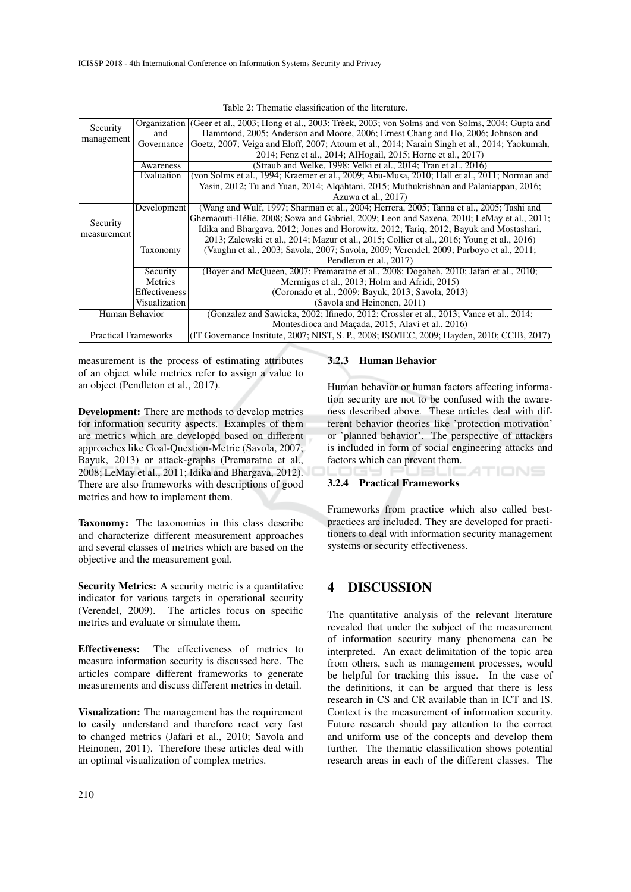Table 2: Thematic classification of the literature.

| | | |
|---|---|---|
| Security management | Organization and Governance | (Geer et al., 2003; Hong et al., 2003; Trèek, 2003; von Solms and von Solms, 2004; Gupta and Hammond, 2005; Anderson and Moore, 2006; Ernest Chang and Ho, 2006; Johnson and Goetz, 2007; Veiga and Eloff, 2007; Atoum et al., 2014; Narain Singh et al., 2014; Yaokumah, 2014; Fenz et al., 2014; AlHogail, 2015; Horne et al., 2017) |
| | Awareness | (Straub and Welke, 1998; Velki et al., 2014; Tran et al., 2016) |
| | Evaluation | (von Solms et al., 1994; Kraemer et al., 2009; Abu-Musa, 2010; Hall et al., 2011; Norman and Yasin, 2012; Tu and Yuan, 2014; Alqahtani, 2015; Muthukrishnan and Palaniappan, 2016; Azuwa et al., 2017) |
| Security measurement | Development | (Wang and Wulf, 1997; Sharman et al., 2004; Herrera, 2005; Tanna et al., 2005; Tashi and Ghernaouti-Hélie, 2008; Sowa and Gabriel, 2009; Leon and Saxena, 2010; LeMay et al., 2011; Idika and Bhargava, 2012; Jones and Horowitz, 2012; Tariq, 2012; Bayuk and Mostashari, 2013; Zalewski et al., 2014; Mazur et al., 2015; Collier et al., 2016; Young et al., 2016) |
| | Taxonomy | (Vaughn et al., 2003; Savola, 2007; Savola, 2009; Verendel, 2009; Purboyo et al., 2011; Pendleton et al., 2017) |
| | Security Metrics | (Boyer and McQueen, 2007; Premaratne et al., 2008; Dogaheh, 2010; Jafari et al., 2010; Mermigas et al., 2013; Holm and Afridi, 2015) |
| | Effectiveness | (Coronado et al., 2009; Bayuk, 2013; Savola, 2013) |
| | Visualization | (Savola and Heinonen, 2011) |
| Human Behavior | | (Gonzalez and Sawicka, 2002; Ifinedo, 2012; Crossler et al., 2013; Vance et al., 2014; Montesdioca and Maçada, 2015; Alavi et al., 2016) |
| Practical Frameworks | | (IT Governance Institute, 2007; NIST, S. P., 2008; ISO/IEC, 2009; Hayden, 2010; CCIB, 2017) |

measurement is the process of estimating attributes of an object while metrics refer to assign a value to an object (Pendleton et al., 2017).

**Development:** There are methods to develop metrics for information security aspects. Examples of them are metrics which are developed based on different approaches like Goal-Question-Metric (Savola, 2007; Bayuk, 2013) or attack-graphs (Premaratne et al., 2008; LeMay et al., 2011; Idika and Bhargava, 2012). There are also frameworks with descriptions of good metrics and how to implement them.

**Taxonomy:** The taxonomies in this class describe and characterize different measurement approaches and several classes of metrics which are based on the objective and the measurement goal.

**Security Metrics:** A security metric is a quantitative indicator for various targets in operational security (Verendel, 2009). The articles focus on specific metrics and evaluate or simulate them.

**Effectiveness:** The effectiveness of metrics to measure information security is discussed here. The articles compare different frameworks to generate measurements and discuss different metrics in detail.

**Visualization:** The management has the requirement to easily understand and therefore react very fast to changed metrics (Jafari et al., 2010; Savola and Heinonen, 2011). Therefore these articles deal with an optimal visualization of complex metrics.

### 3.2.3 Human Behavior

Human behavior or human factors affecting information security are not to be confused with the awareness described above. These articles deal with different behavior theories like 'protection motivation' or 'planned behavior'. The perspective of attackers is included in form of social engineering attacks and factors which can prevent them.

### 3.2.4 Practical Frameworks

Frameworks from practice which also called best-practices are included. They are developed for practitioners to deal with information security management systems or security effectiveness.

## 4 DISCUSSION

The quantitative analysis of the relevant literature revealed that under the subject of the measurement of information security many phenomena can be interpreted. An exact delimitation of the topic area from others, such as management processes, would be helpful for tracking this issue. In the case of the definitions, it can be argued that there is less research in CS and CR available than in ICT and IS. Context is the measurement of information security. Future research should pay attention to the correct and uniform use of the concepts and develop them further. The thematic classification shows potential research areas in each of the different classes. The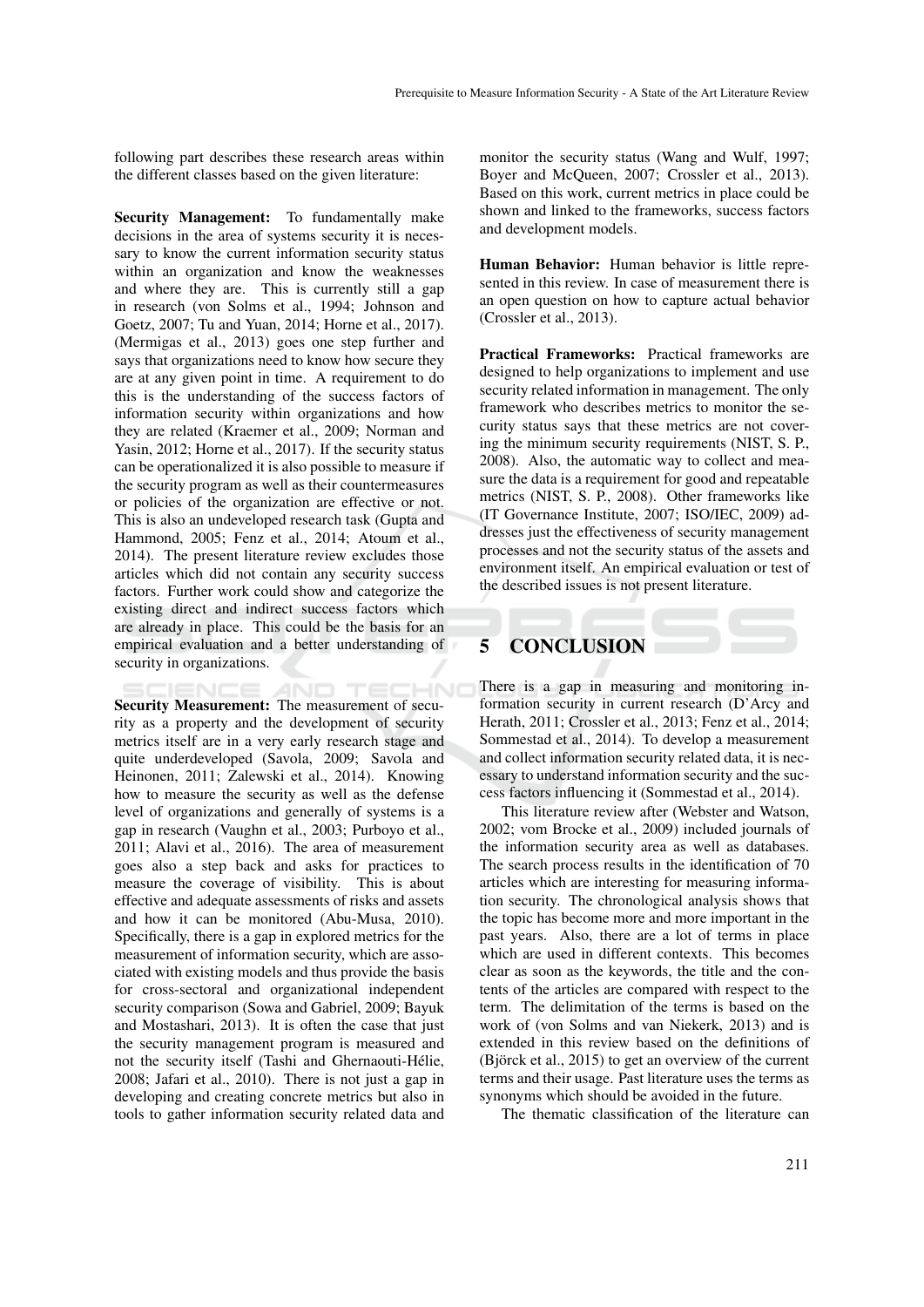following part describes these research areas within the different classes based on the given literature:

**Security Management:** To fundamentally make decisions in the area of systems security it is necessary to know the current information security status within an organization and know the weaknesses and where they are. This is currently still a gap in research (von Solms et al., 1994; Johnson and Goetz, 2007; Tu and Yuan, 2014; Horne et al., 2017). (Mermigas et al., 2013) goes one step further and says that organizations need to know how secure they are at any given point in time. A requirement to do this is the understanding of the success factors of information security within organizations and how they are related (Kraemer et al., 2009; Norman and Yasin, 2012; Horne et al., 2017). If the security status can be operationalized it is also possible to measure if the security program as well as their countermeasures or policies of the organization are effective or not. This is also an undeveloped research task (Gupta and Hammond, 2005; Fenz et al., 2014; Atoum et al., 2014). The present literature review excludes those articles which did not contain any security success factors. Further work could show and categorize the existing direct and indirect success factors which are already in place. This could be the basis for an empirical evaluation and a better understanding of security in organizations.

**Security Measurement:** The measurement of security as a property and the development of security metrics itself are in a very early research stage and quite underdeveloped (Savola, 2009; Savola and Heinonen, 2011; Zalewski et al., 2014). Knowing how to measure the security as well as the defense level of organizations and generally of systems is a gap in research (Vaughn et al., 2003; Purboyo et al., 2011; Alavi et al., 2016). The area of measurement goes also a step back and asks for practices to measure the coverage of visibility. This is about effective and adequate assessments of risks and assets and how it can be monitored (Abu-Musa, 2010). Specifically, there is a gap in explored metrics for the measurement of information security, which are associated with existing models and thus provide the basis for cross-sectoral and organizational independent security comparison (Sowa and Gabriel, 2009; Bayuk and Mostashari, 2013). It is often the case that just the security management program is measured and not the security itself (Tashi and Ghernaouti-Hélie, 2008; Jafari et al., 2010). There is not just a gap in developing and creating concrete metrics but also in tools to gather information security related data and monitor the security status (Wang and Wulf, 1997; Boyer and McQueen, 2007; Crossler et al., 2013). Based on this work, current metrics in place could be shown and linked to the frameworks, success factors and development models.

**Human Behavior:** Human behavior is little represented in this review. In case of measurement there is an open question on how to capture actual behavior (Crossler et al., 2013).

**Practical Frameworks:** Practical frameworks are designed to help organizations to implement and use security related information in management. The only framework who describes metrics to monitor the security status says that these metrics are not covering the minimum security requirements (NIST, S. P., 2008). Also, the automatic way to collect and measure the data is a requirement for good and repeatable metrics (NIST, S. P., 2008). Other frameworks like (IT Governance Institute, 2007; ISO/IEC, 2009) addresses just the effectiveness of security management processes and not the security status of the assets and environment itself. An empirical evaluation or test of the described issues is not present literature.

## 5 CONCLUSION

There is a gap in measuring and monitoring information security in current research (D'Arcy and Herath, 2011; Crossler et al., 2013; Fenz et al., 2014; Sommestad et al., 2014). To develop a measurement and collect information security related data, it is necessary to understand information security and the success factors influencing it (Sommestad et al., 2014).

This literature review after (Webster and Watson, 2002; vom Brocke et al., 2009) included journals of the information security area as well as databases. The search process results in the identification of 70 articles which are interesting for measuring information security. The chronological analysis shows that the topic has become more and more important in the past years. Also, there are a lot of terms in place which are used in different contexts. This becomes clear as soon as the keywords, the title and the contents of the articles are compared with respect to the term. The delimitation of the terms is based on the work of (von Solms and van Niekerk, 2013) and is extended in this review based on the definitions of (Björck et al., 2015) to get an overview of the current terms and their usage. Past literature uses the terms as synonyms which should be avoided in the future.

The thematic classification of the literature can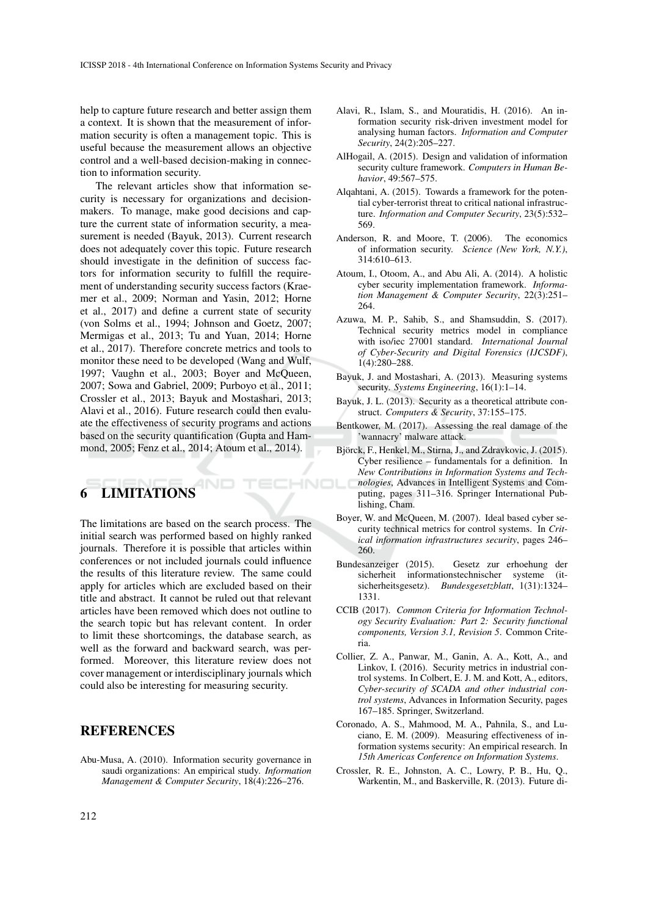help to capture future research and better assign them a context. It is shown that the measurement of information security is often a management topic. This is useful because the measurement allows an objective control and a well-based decision-making in connection to information security.

The relevant articles show that information security is necessary for organizations and decision-makers. To manage, make good decisions and capture the current state of information security, a measurement is needed (Bayuk, 2013). Current research does not adequately cover this topic. Future research should investigate in the definition of success factors for information security to fulfill the requirement of understanding security success factors (Kraemer et al., 2009; Norman and Yasin, 2012; Horne et al., 2017) and define a current state of security (von Solms et al., 1994; Johnson and Goetz, 2007; Mermigas et al., 2013; Tu and Yuan, 2014; Horne et al., 2017). Therefore concrete metrics and tools to monitor these need to be developed (Wang and Wulf, 1997; Vaughn et al., 2003; Boyer and McQueen, 2007; Sowa and Gabriel, 2009; Purboyo et al., 2011; Crossler et al., 2013; Bayuk and Mostashari, 2013; Alavi et al., 2016). Future research could then evaluate the effectiveness of security programs and actions based on the security quantification (Gupta and Hammond, 2005; Fenz et al., 2014; Atoum et al., 2014).

# 6 LIMITATIONS

The limitations are based on the search process. The initial search was performed based on highly ranked journals. Therefore it is possible that articles within conferences or not included journals could influence the results of this literature review. The same could apply for articles which are excluded based on their title and abstract. It cannot be ruled out that relevant articles have been removed which does not outline to the search topic but has relevant content. In order to limit these shortcomings, the database search, as well as the forward and backward search, was performed. Moreover, this literature review does not cover management or interdisciplinary journals which could also be interesting for measuring security.

# REFERENCES

Abu-Musa, A. (2010). Information security governance in saudi organizations: An empirical study. *Information Management & Computer Security*, 18(4):226–276.

Alavi, R., Islam, S., and Mouratidis, H. (2016). An information security risk-driven investment model for analysing human factors. *Information and Computer Security*, 24(2):205–227.

AlHogail, A. (2015). Design and validation of information security culture framework. *Computers in Human Behavior*, 49:567–575.

Alqahtani, A. (2015). Towards a framework for the potential cyber-terrorist threat to critical national infrastructure. *Information and Computer Security*, 23(5):532–569.

Anderson, R. and Moore, T. (2006). The economics of information security. *Science (New York, N.Y.)*, 314:610–613.

Atoum, I., Otoom, A., and Abu Ali, A. (2014). A holistic cyber security implementation framework. *Information Management & Computer Security*, 22(3):251–264.

Azuwa, M. P., Sahib, S., and Shamsuddin, S. (2017). Technical security metrics model in compliance with iso/iec 27001 standard. *International Journal of Cyber-Security and Digital Forensics (IJCSDF)*, 1(4):280–288.

Bayuk, J. and Mostashari, A. (2013). Measuring systems security. *Systems Engineering*, 16(1):1–14.

Bayuk, J. L. (2013). Security as a theoretical attribute construct. *Computers & Security*, 37:155–175.

Bentkower, M. (2017). Assessing the real damage of the 'wannacry' malware attack.

Björck, F., Henkel, M., Stirna, J., and Zdravkovic, J. (2015). Cyber resilience – fundamentals for a definition. In *New Contributions in Information Systems and Technologies*, Advances in Intelligent Systems and Computing, pages 311–316. Springer International Publishing, Cham.

Boyer, W. and McQueen, M. (2007). Ideal based cyber security technical metrics for control systems. In *Critical information infrastructures security*, pages 246–260.

Bundesanzeiger (2015). Gesetz zur erhoehung der sicherheit informationstechnischer systeme (it-sicherheitsgesetz). *Bundesgesetzblatt*, 1(31):1324–1331.

CCIB (2017). *Common Criteria for Information Technology Security Evaluation: Part 2: Security functional components, Version 3.1, Revision 5*. Common Criteria.

Collier, Z. A., Panwar, M., Ganin, A. A., Kott, A., and Linkov, I. (2016). Security metrics in industrial control systems. In Colbert, E. J. M. and Kott, A., editors, *Cyber-security of SCADA and other industrial control systems*, Advances in Information Security, pages 167–185. Springer, Switzerland.

Coronado, A. S., Mahmood, M. A., Pahnila, S., and Luciano, E. M. (2009). Measuring effectiveness of information systems security: An empirical research. In *15th Americas Conference on Information Systems*.

Crossler, R. E., Johnston, A. C., Lowry, P. B., Hu, Q., Warkentin, M., and Baskerville, R. (2013). Future di-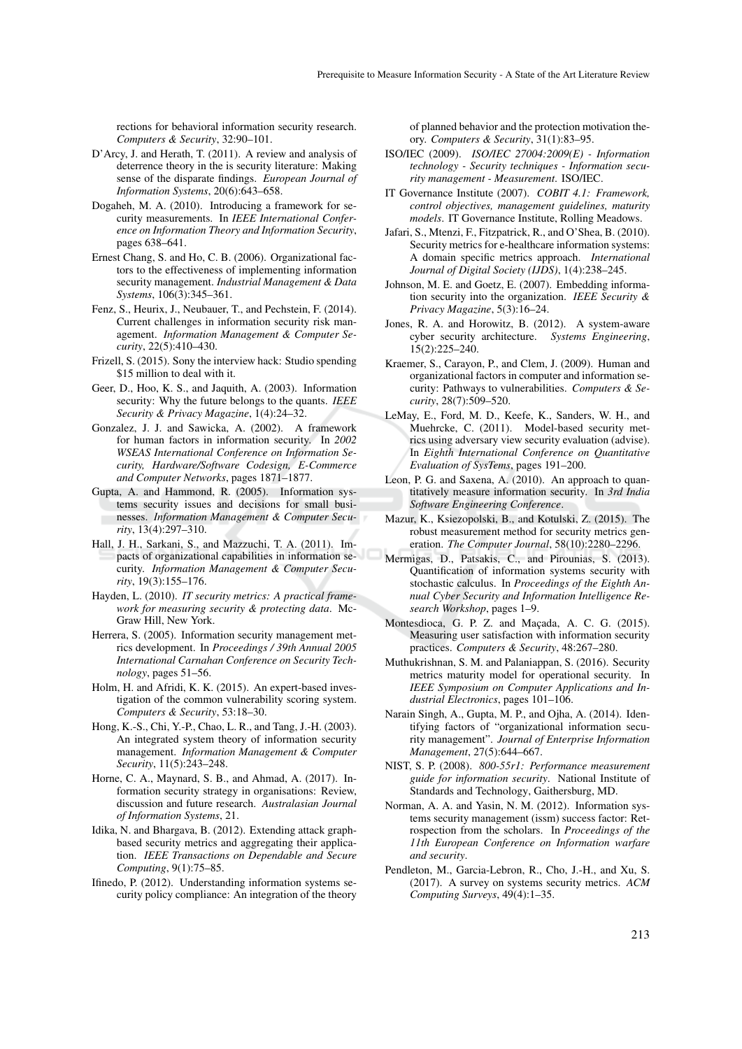rections for behavioral information security research. *Computers & Security*, 32:90–101.

D'Arcy, J. and Herath, T. (2011). A review and analysis of deterrence theory in the is security literature: Making sense of the disparate findings. *European Journal of Information Systems*, 20(6):643–658.

Dogaheh, M. A. (2010). Introducing a framework for security measurements. In *IEEE International Conference on Information Theory and Information Security*, pages 638–641.

Ernest Chang, S. and Ho, C. B. (2006). Organizational factors to the effectiveness of implementing information security management. *Industrial Management & Data Systems*, 106(3):345–361.

Fenz, S., Heurix, J., Neubauer, T., and Pechstein, F. (2014). Current challenges in information security risk management. *Information Management & Computer Security*, 22(5):410–430.

Frizell, S. (2015). Sony the interview hack: Studio spending $15 million to deal with it.

Geer, D., Hoo, K. S., and Jaquith, A. (2003). Information security: Why the future belongs to the quants. *IEEE Security & Privacy Magazine*, 1(4):24–32.

Gonzalez, J. J. and Sawicka, A. (2002). A framework for human factors in information security. In *2002 WSEAS International Conference on Information Security, Hardware/Software Codesign, E-Commerce and Computer Networks*, pages 1871–1877.

Gupta, A. and Hammond, R. (2005). Information systems security issues and decisions for small businesses. *Information Management & Computer Security*, 13(4):297–310.

Hall, J. H., Sarkani, S., and Mazzuchi, T. A. (2011). Impacts of organizational capabilities in information security. *Information Management & Computer Security*, 19(3):155–176.

Hayden, L. (2010). *IT security metrics: A practical framework for measuring security & protecting data*. McGraw Hill, New York.

Herrera, S. (2005). Information security management metrics development. In *Proceedings / 39th Annual 2005 International Carnahan Conference on Security Technology*, pages 51–56.

Holm, H. and Afridi, K. K. (2015). An expert-based investigation of the common vulnerability scoring system. *Computers & Security*, 53:18–30.

Hong, K.-S., Chi, Y.-P., Chao, L. R., and Tang, J.-H. (2003). An integrated system theory of information security management. *Information Management & Computer Security*, 11(5):243–248.

Horne, C. A., Maynard, S. B., and Ahmad, A. (2017). Information security strategy in organisations: Review, discussion and future research. *Australasian Journal of Information Systems*, 21.

Idika, N. and Bhargava, B. (2012). Extending attack graph-based security metrics and aggregating their application. *IEEE Transactions on Dependable and Secure Computing*, 9(1):75–85.

Ifinedo, P. (2012). Understanding information systems security policy compliance: An integration of the theory of planned behavior and the protection motivation theory. *Computers & Security*, 31(1):83–95.

ISO/IEC (2009). *ISO/IEC 27004:2009(E) - Information technology - Security techniques - Information security management - Measurement*. ISO/IEC.

IT Governance Institute (2007). *COBIT 4.1: Framework, control objectives, management guidelines, maturity models*. IT Governance Institute, Rolling Meadows.

Jafari, S., Mtenzi, F., Fitzpatrick, R., and O'Shea, B. (2010). Security metrics for e-healthcare information systems: A domain specific metrics approach. *International Journal of Digital Society (IJDS)*, 1(4):238–245.

Johnson, M. E. and Goetz, E. (2007). Embedding information security into the organization. *IEEE Security & Privacy Magazine*, 5(3):16–24.

Jones, R. A. and Horowitz, B. (2012). A system-aware cyber security architecture. *Systems Engineering*, 15(2):225–240.

Kraemer, S., Carayon, P., and Clem, J. (2009). Human and organizational factors in computer and information security: Pathways to vulnerabilities. *Computers & Security*, 28(7):509–520.

LeMay, E., Ford, M. D., Keefe, K., Sanders, W. H., and Muehrcke, C. (2011). Model-based security metrics using adversary view security evaluation (advise). In *Eighth International Conference on Quantitative Evaluation of SysTems*, pages 191–200.

Leon, P. G. and Saxena, A. (2010). An approach to quantitatively measure information security. In *3rd India Software Engineering Conference*.

Mazur, K., Ksiezopolski, B., and Kotulski, Z. (2015). The robust measurement method for security metrics generation. *The Computer Journal*, 58(10):2280–2296.

Mermigas, D., Patsakis, C., and Pirounias, S. (2013). Quantification of information systems security with stochastic calculus. In *Proceedings of the Eighth Annual Cyber Security and Information Intelligence Research Workshop*, pages 1–9.

Montesdioca, G. P. Z. and Maçada, A. C. G. (2015). Measuring user satisfaction with information security practices. *Computers & Security*, 48:267–280.

Muthukrishnan, S. M. and Palaniappan, S. (2016). Security metrics maturity model for operational security. In *IEEE Symposium on Computer Applications and Industrial Electronics*, pages 101–106.

Narain Singh, A., Gupta, M. P., and Ojha, A. (2014). Identifying factors of "organizational information security management". *Journal of Enterprise Information Management*, 27(5):644–667.

NIST, S. P. (2008). *800-55r1: Performance measurement guide for information security*. National Institute of Standards and Technology, Gaithersburg, MD.

Norman, A. A. and Yasin, N. M. (2012). Information systems security management (issm) success factor: Retrospection from the scholars. In *Proceedings of the 11th European Conference on Information warfare and security*.

Pendleton, M., Garcia-Lebron, R., Cho, J.-H., and Xu, S. (2017). A survey on systems security metrics. *ACM Computing Surveys*, 49(4):1–35.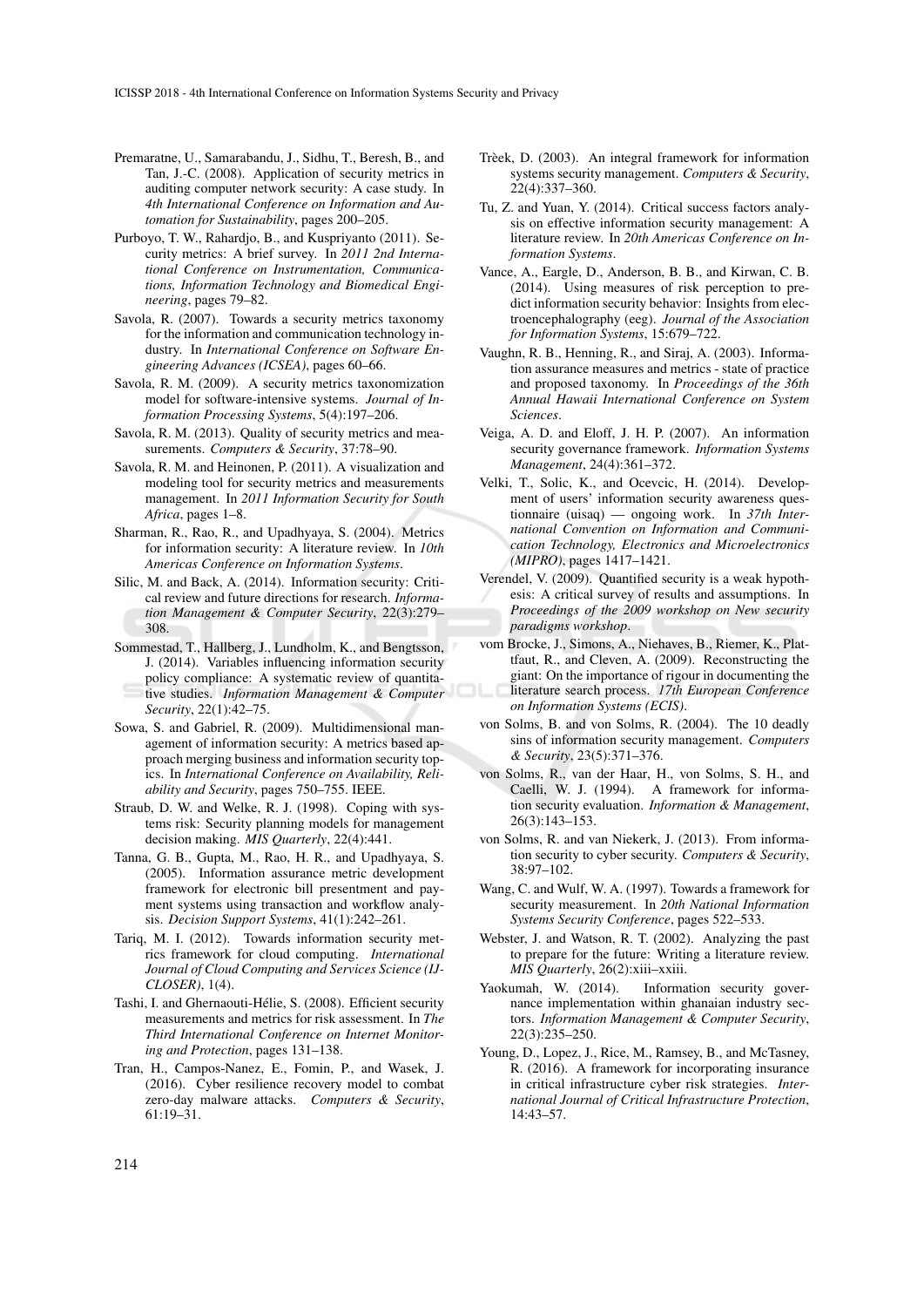Premaratne, U., Samarabandu, J., Sidhu, T., Beresh, B., and Tan, J.-C. (2008). Application of security metrics in auditing computer network security: A case study. In *4th International Conference on Information and Automation for Sustainability*, pages 200–205.

Purboyo, T. W., Rahardjo, B., and Kuspriyanto (2011). Security metrics: A brief survey. In *2011 2nd International Conference on Instrumentation, Communications, Information Technology and Biomedical Engineering*, pages 79–82.

Savola, R. (2007). Towards a security metrics taxonomy for the information and communication technology industry. In *International Conference on Software Engineering Advances (ICSEA)*, pages 60–66.

Savola, R. M. (2009). A security metrics taxonomization model for software-intensive systems. *Journal of Information Processing Systems*, 5(4):197–206.

Savola, R. M. (2013). Quality of security metrics and measurements. *Computers & Security*, 37:78–90.

Savola, R. M. and Heinonen, P. (2011). A visualization and modeling tool for security metrics and measurements management. In *2011 Information Security for South Africa*, pages 1–8.

Sharman, R., Rao, R., and Upadhyaya, S. (2004). Metrics for information security: A literature review. In *10th Americas Conference on Information Systems*.

Silic, M. and Back, A. (2014). Information security: Critical review and future directions for research. *Information Management & Computer Security*, 22(3):279–308.

Sommestad, T., Hallberg, J., Lundholm, K., and Bengtsson, J. (2014). Variables influencing information security policy compliance: A systematic review of quantitative studies. *Information Management & Computer Security*, 22(1):42–75.

Sowa, S. and Gabriel, R. (2009). Multidimensional management of information security: A metrics based approach merging business and information security topics. In *International Conference on Availability, Reliability and Security*, pages 750–755. IEEE.

Straub, D. W. and Welke, R. J. (1998). Coping with systems risk: Security planning models for management decision making. *MIS Quarterly*, 22(4):441.

Tanna, G. B., Gupta, M., Rao, H. R., and Upadhyaya, S. (2005). Information assurance metric development framework for electronic bill presentment and payment systems using transaction and workflow analysis. *Decision Support Systems*, 41(1):242–261.

Tariq, M. I. (2012). Towards information security metrics framework for cloud computing. *International Journal of Cloud Computing and Services Science (IJ-CLOSER)*, 1(4).

Tashi, I. and Ghernaouti-Hélie, S. (2008). Efficient security measurements and metrics for risk assessment. In *The Third International Conference on Internet Monitoring and Protection*, pages 131–138.

Tran, H., Campos-Nanez, E., Fomin, P., and Wasek, J. (2016). Cyber resilience recovery model to combat zero-day malware attacks. *Computers & Security*, 61:19–31.

Trèek, D. (2003). An integral framework for information systems security management. *Computers & Security*, 22(4):337–360.

Tu, Z. and Yuan, Y. (2014). Critical success factors analysis on effective information security management: A literature review. In *20th Americas Conference on Information Systems*.

Vance, A., Eargle, D., Anderson, B. B., and Kirwan, C. B. (2014). Using measures of risk perception to predict information security behavior: Insights from electroencephalography (eeg). *Journal of the Association for Information Systems*, 15:679–722.

Vaughn, R. B., Henning, R., and Siraj, A. (2003). Information assurance measures and metrics - state of practice and proposed taxonomy. In *Proceedings of the 36th Annual Hawaii International Conference on System Sciences*.

Veiga, A. D. and Eloff, J. H. P. (2007). An information security governance framework. *Information Systems Management*, 24(4):361–372.

Velki, T., Solic, K., and Ocevcic, H. (2014). Development of users' information security awareness questionnaire (uisaq) — ongoing work. In *37th International Convention on Information and Communication Technology, Electronics and Microelectronics (MIPRO)*, pages 1417–1421.

Verendel, V. (2009). Quantified security is a weak hypothesis: A critical survey of results and assumptions. In *Proceedings of the 2009 workshop on New security paradigms workshop*.

vom Brocke, J., Simons, A., Niehaves, B., Riemer, K., Plattfaut, R., and Cleven, A. (2009). Reconstructing the giant: On the importance of rigour in documenting the literature search process. *17th European Conference on Information Systems (ECIS)*.

von Solms, B. and von Solms, R. (2004). The 10 deadly sins of information security management. *Computers & Security*, 23(5):371–376.

von Solms, R., van der Haar, H., von Solms, S. H., and Caelli, W. J. (1994). A framework for information security evaluation. *Information & Management*, 26(3):143–153.

von Solms, R. and van Niekerk, J. (2013). From information security to cyber security. *Computers & Security*, 38:97–102.

Wang, C. and Wulf, W. A. (1997). Towards a framework for security measurement. In *20th National Information Systems Security Conference*, pages 522–533.

Webster, J. and Watson, R. T. (2002). Analyzing the past to prepare for the future: Writing a literature review. *MIS Quarterly*, 26(2):xiii–xxiii.

Yaokumah, W. (2014). Information security governance implementation within ghanaian industry sectors. *Information Management & Computer Security*, 22(3):235–250.

Young, D., Lopez, J., Rice, M., Ramsey, B., and McTasney, R. (2016). A framework for incorporating insurance in critical infrastructure cyber risk strategies. *International Journal of Critical Infrastructure Protection*, 14:43–57.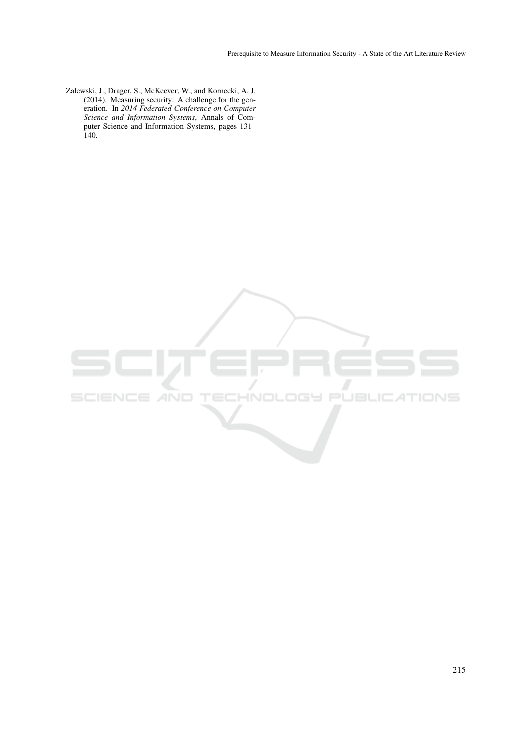Zalewski, J., Drager, S., McKeever, W., and Kornecki, A. J. (2014). Measuring security: A challenge for the generation. In *2014 Federated Conference on Computer Science and Information Systems*, Annals of Computer Science and Information Systems, pages 131–140.